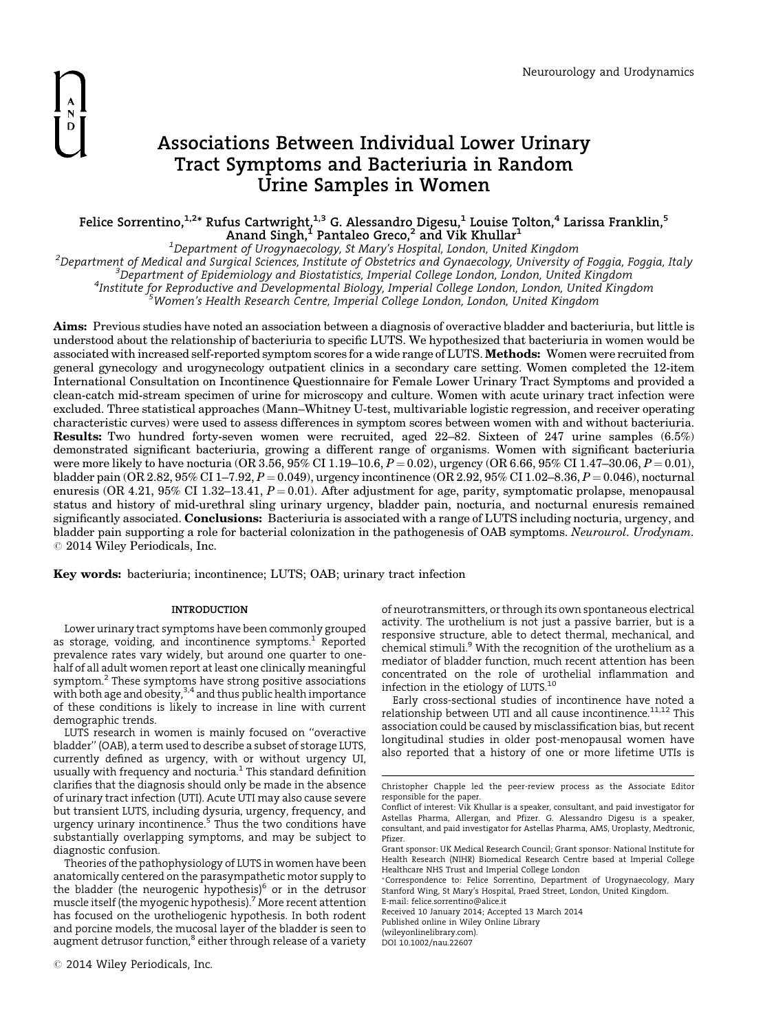# Associations Between Individual Lower Urinary Tract Symptoms and Bacteriuria in Random Urine Samples in Women

**Felice Sorrentino,[1,2]\* Rufus Cartwright,[1,3] G. Alessandro Digesu,[1] Louise Tolton,[4] Larissa Franklin,[5] Anand Singh,[1] Pantaleo Greco,[2] and Vik Khullar[1]**

[1]Department of Urogynaecology, St Mary's Hospital, London, United Kingdom
[2]Department of Medical and Surgical Sciences, Institute of Obstetrics and Gynaecology, University of Foggia, Foggia, Italy
[3]Department of Epidemiology and Biostatistics, Imperial College London, London, United Kingdom
[4]Institute for Reproductive and Developmental Biology, Imperial College London, London, United Kingdom
[5]Women's Health Research Centre, Imperial College London, London, United Kingdom

**Aims:** Previous studies have noted an association between a diagnosis of overactive bladder and bacteriuria, but little is understood about the relationship of bacteriuria to specific LUTS. We hypothesized that bacteriuria in women would be associated with increased self-reported symptom scores for a wide range of LUTS. **Methods:** Women were recruited from general gynecology and urogynecology outpatient clinics in a secondary care setting. Women completed the 12-item International Consultation on Incontinence Questionnaire for Female Lower Urinary Tract Symptoms and provided a clean-catch mid-stream specimen of urine for microscopy and culture. Women with acute urinary tract infection were excluded. Three statistical approaches (Mann–Whitney U-test, multivariable logistic regression, and receiver operating characteristic curves) were used to assess differences in symptom scores between women with and without bacteriuria. **Results:** Two hundred forty-seven women were recruited, aged 22–82. Sixteen of 247 urine samples (6.5%) demonstrated significant bacteriuria, growing a different range of organisms. Women with significant bacteriuria were more likely to have nocturia (OR 3.56, 95% CI 1.19–10.6, $P = 0.02$), urgency (OR 6.66, 95% CI 1.47–30.06, $P = 0.01$), bladder pain (OR 2.82, 95% CI 1–7.92, $P = 0.049$), urgency incontinence (OR 2.92, 95% CI 1.02–8.36, $P = 0.046$), nocturnal enuresis (OR 4.21, 95% CI 1.32–13.41, $P = 0.01$). After adjustment for age, parity, symptomatic prolapse, menopausal status and history of mid-urethral sling urinary urgency, bladder pain, nocturia, and nocturnal enuresis remained significantly associated. **Conclusions:** Bacteriuria is associated with a range of LUTS including nocturia, urgency, and bladder pain supporting a role for bacterial colonization in the pathogenesis of OAB symptoms. *Neurourol. Urodynam.* © 2014 Wiley Periodicals, Inc.

**Key words:** bacteriuria; incontinence; LUTS; OAB; urinary tract infection

## INTRODUCTION

Lower urinary tract symptoms have been commonly grouped as storage, voiding, and incontinence symptoms.[1] Reported prevalence rates vary widely, but around one quarter to one-half of all adult women report at least one clinically meaningful symptom.[2] These symptoms have strong positive associations with both age and obesity,[3,4] and thus public health importance of these conditions is likely to increase in line with current demographic trends.

LUTS research in women is mainly focused on "overactive bladder" (OAB), a term used to describe a subset of storage LUTS, currently defined as urgency, with or without urgency UI, usually with frequency and nocturia.[1] This standard definition clarifies that the diagnosis should only be made in the absence of urinary tract infection (UTI). Acute UTI may also cause severe but transient LUTS, including dysuria, urgency, frequency, and urgency urinary incontinence.[5] Thus the two conditions have substantially overlapping symptoms, and may be subject to diagnostic confusion.

Theories of the pathophysiology of LUTS in women have been anatomically centered on the parasympathetic motor supply to the bladder (the neurogenic hypothesis)[6] or in the detrusor muscle itself (the myogenic hypothesis).[7] More recent attention has focused on the urotheliogenic hypothesis. In both rodent and porcine models, the mucosal layer of the bladder is seen to augment detrusor function,[8] either through release of a variety of neurotransmitters, or through its own spontaneous electrical activity. The urothelium is not just a passive barrier, but is a responsive structure, able to detect thermal, mechanical, and chemical stimuli.[9] With the recognition of the urothelium as a mediator of bladder function, much recent attention has been concentrated on the role of urothelial inflammation and infection in the etiology of LUTS.[10]

Early cross-sectional studies of incontinence have noted a relationship between UTI and all cause incontinence.[11,12] This association could be caused by misclassification bias, but recent longitudinal studies in older post-menopausal women have also reported that a history of one or more lifetime UTIs is

---

Christopher Chapple led the peer-review process as the Associate Editor responsible for the paper.

Conflict of interest: Vik Khullar is a speaker, consultant, and paid investigator for Astellas Pharma, Allergan, and Pfizer. G. Alessandro Digesu is a speaker, consultant, and paid investigator for Astellas Pharma, AMS, Uroplasty, Medtronic, Pfizer.

Grant sponsor: UK Medical Research Council; Grant sponsor: National Institute for Health Research (NIHR) Biomedical Research Centre based at Imperial College Healthcare NHS Trust and Imperial College London

\*Correspondence to: Felice Sorrentino, Department of Urogynaecology, Mary Stanford Wing, St Mary's Hospital, Praed Street, London, United Kingdom. E-mail: felice.sorrentino@alice.it

Received 10 January 2014; Accepted 13 March 2014

Published online in Wiley Online Library (wileyonlinelibrary.com).

DOI 10.1002/nau.22607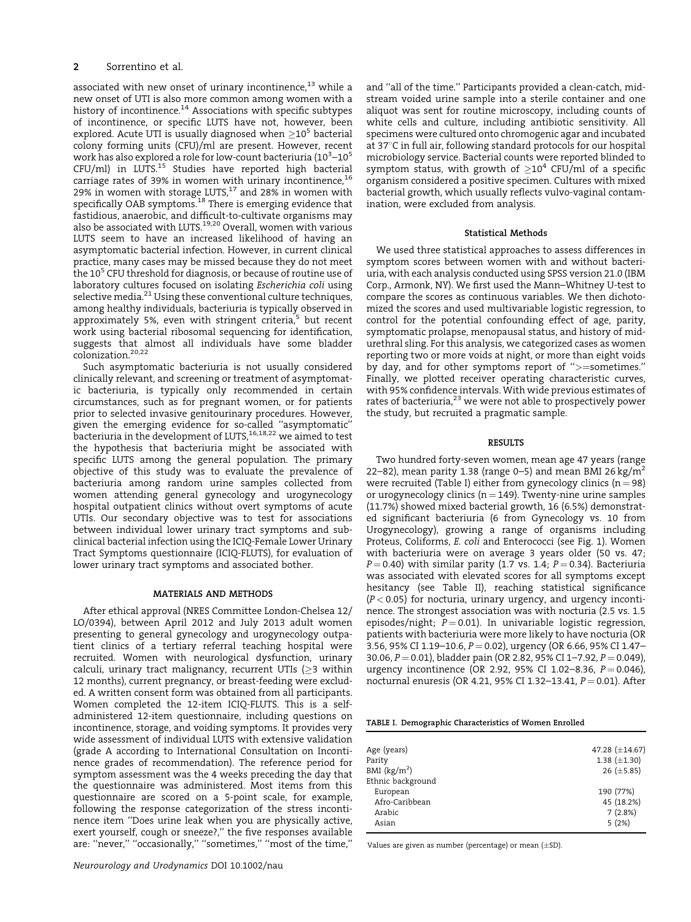associated with new onset of urinary incontinence,[13] while a new onset of UTI is also more common among women with a history of incontinence.[14] Associations with specific subtypes of incontinence, or specific LUTS have not, however, been explored. Acute UTI is usually diagnosed when $\geq 10^5$ bacterial colony forming units (CFU)/ml are present. However, recent work has also explored a role for low-count bacteriuria ($10^3$–$10^5$ CFU/ml) in LUTS.[15] Studies have reported high bacterial carriage rates of 39% in women with urinary incontinence,[16] 29% in women with storage LUTS,[17] and 28% in women with specifically OAB symptoms.[18] There is emerging evidence that fastidious, anaerobic, and difficult-to-cultivate organisms may also be associated with LUTS.[19,20] Overall, women with various LUTS seem to have an increased likelihood of having an asymptomatic bacterial infection. However, in current clinical practice, many cases may be missed because they do not meet the $10^5$ CFU threshold for diagnosis, or because of routine use of laboratory cultures focused on isolating *Escherichia coli* using selective media.[21] Using these conventional culture techniques, among healthy individuals, bacteriuria is typically observed in approximately 5%, even with stringent criteria,[5] but recent work using bacterial ribosomal sequencing for identification, suggests that almost all individuals have some bladder colonization.[20,22]

Such asymptomatic bacteriuria is not usually considered clinically relevant, and screening or treatment of asymptomatic bacteriuria, is typically only recommended in certain circumstances, such as for pregnant women, or for patients prior to selected invasive genitourinary procedures. However, given the emerging evidence for so-called "asymptomatic" bacteriuria in the development of LUTS,[16,18,22] we aimed to test the hypothesis that bacteriuria might be associated with specific LUTS among the general population. The primary objective of this study was to evaluate the prevalence of bacteriuria among random urine samples collected from women attending general gynecology and urogynecology hospital outpatient clinics without overt symptoms of acute UTIs. Our secondary objective was to test for associations between individual lower urinary tract symptoms and subclinical bacterial infection using the ICIQ-Female Lower Urinary Tract Symptoms questionnaire (ICIQ-FLUTS), for evaluation of lower urinary tract symptoms and associated bother.

## MATERIALS AND METHODS

After ethical approval (NRES Committee London-Chelsea 12/LO/0394), between April 2012 and July 2013 adult women presenting to general gynecology and urogynecology outpatient clinics of a tertiary referral teaching hospital were recruited. Women with neurological dysfunction, urinary calculi, urinary tract malignancy, recurrent UTIs ($\geq$3 within 12 months), current pregnancy, or breast-feeding were excluded. A written consent form was obtained from all participants. Women completed the 12-item ICIQ-FLUTS. This is a self-administered 12-item questionnaire, including questions on incontinence, storage, and voiding symptoms. It provides very wide assessment of individual LUTS with extensive validation (grade A according to International Consultation on Incontinence grades of recommendation). The reference period for symptom assessment was the 4 weeks preceding the day that the questionnaire was administered. Most items from this questionnaire are scored on a 5-point scale, for example, following the response categorization of the stress incontinence item "Does urine leak when you are physically active, exert yourself, cough or sneeze?," the five responses available are: "never," "occasionally," "sometimes," "most of the time," and "all of the time." Participants provided a clean-catch, midstream voided urine sample into a sterile container and one aliquot was sent for routine microscopy, including counts of white cells and culture, including antibiotic sensitivity. All specimens were cultured onto chromogenic agar and incubated at 37°C in full air, following standard protocols for our hospital microbiology service. Bacterial counts were reported blinded to symptom status, with growth of $\geq 10^4$ CFU/ml of a specific organism considered a positive specimen. Cultures with mixed bacterial growth, which usually reflects vulvo-vaginal contamination, were excluded from analysis.

### Statistical Methods

We used three statistical approaches to assess differences in symptom scores between women with and without bacteriuria, with each analysis conducted using SPSS version 21.0 (IBM Corp., Armonk, NY). We first used the Mann–Whitney U-test to compare the scores as continuous variables. We then dichotomized the scores and used multivariable logistic regression, to control for the potential confounding effect of age, parity, symptomatic prolapse, menopausal status, and history of mid-urethral sling. For this analysis, we categorized cases as women reporting two or more voids at night, or more than eight voids by day, and for other symptoms report of ">=sometimes." Finally, we plotted receiver operating characteristic curves, with 95% confidence intervals. With wide previous estimates of rates of bacteriuria,[23] we were not able to prospectively power the study, but recruited a pragmatic sample.

## RESULTS

Two hundred forty-seven women, mean age 47 years (range 22–82), mean parity 1.38 (range 0–5) and mean BMI 26 kg/m$^2$ were recruited (Table I) either from gynecology clinics (n = 98) or urogynecology clinics (n = 149). Twenty-nine urine samples (11.7%) showed mixed bacterial growth, 16 (6.5%) demonstrated significant bacteriuria (6 from Gynecology vs. 10 from Urogynecology), growing a range of organisms including Proteus, Coliforms, *E. coli* and Enterococci (see Fig. 1). Women with bacteriuria were on average 3 years older (50 vs. 47; $P = 0.40$) with similar parity (1.7 vs. 1.4; $P = 0.34$). Bacteriuria was associated with elevated scores for all symptoms except hesitancy (see Table II), reaching statistical significance ($P < 0.05$) for nocturia, urinary urgency, and urgency incontinence. The strongest association was with nocturia (2.5 vs. 1.5 episodes/night; $P = 0.01$). In univariable logistic regression, patients with bacteriuria were more likely to have nocturia (OR 3.56, 95% CI 1.19–10.6, $P = 0.02$), urgency (OR 6.66, 95% CI 1.47–30.06, $P = 0.01$), bladder pain (OR 2.82, 95% CI 1–7.92, $P = 0.049$), urgency incontinence (OR 2.92, 95% CI 1.02–8.36, $P = 0.046$), nocturnal enuresis (OR 4.21, 95% CI 1.32–13.41, $P = 0.01$). After

TABLE I. Demographic Characteristics of Women Enrolled

| | |
|---|---|
| Age (years) | 47.28 (±14.67) |
| Parity | 1.38 (±1.30) |
| BMI (kg/m$^2$) | 26 (±5.85) |
| Ethnic background | |
| European | 190 (77%) |
| Afro-Caribbean | 45 (18.2%) |
| Arabic | 7 (2.8%) |
| Asian | 5 (2%) |

Values are given as number (percentage) or mean (±SD).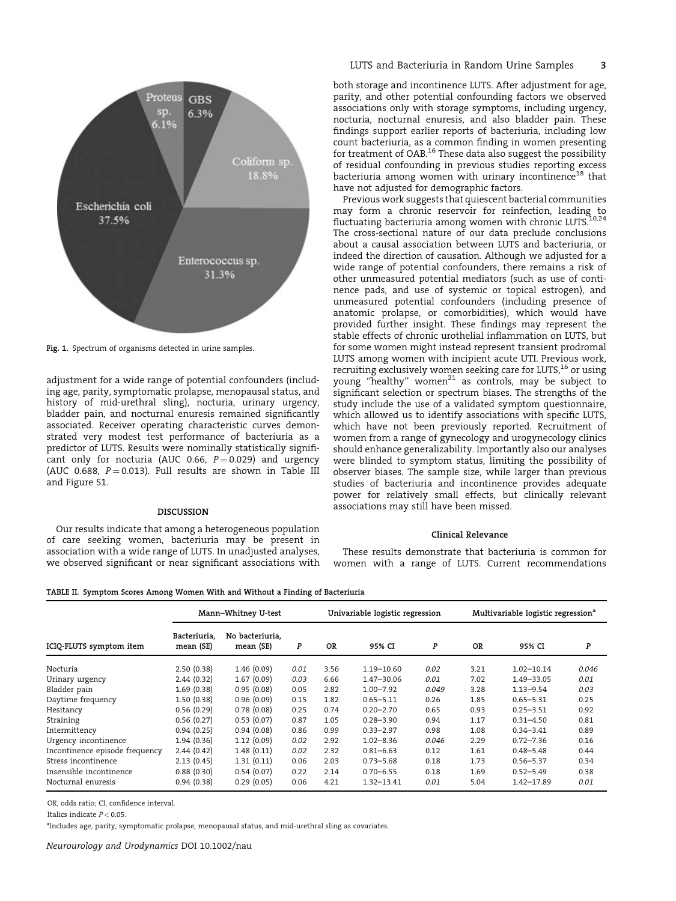Proteus sp. 6.1%

GBS 6.3%

Coliform sp. 18.8%

Escherichia coli 37.5%

Enterococcus sp. 31.3%

**Fig. 1.** Spectrum of organisms detected in urine samples.

adjustment for a wide range of potential confounders (including age, parity, symptomatic prolapse, menopausal status, and history of mid-urethral sling), nocturia, urinary urgency, bladder pain, and nocturnal enuresis remained significantly associated. Receiver operating characteristic curves demonstrated very modest test performance of bacteriuria as a predictor of LUTS. Results were nominally statistically significant only for nocturia (AUC 0.66, $P = 0.029$) and urgency (AUC 0.688, $P = 0.013$). Full results are shown in Table III and Figure S1.

## DISCUSSION

Our results indicate that among a heterogeneous population of care seeking women, bacteriuria may be present in association with a wide range of LUTS. In unadjusted analyses, we observed significant or near significant associations with both storage and incontinence LUTS. After adjustment for age, parity, and other potential confounding factors we observed associations only with storage symptoms, including urgency, nocturia, nocturnal enuresis, and also bladder pain. These findings support earlier reports of bacteriuria, including low count bacteriuria, as a common finding in women presenting for treatment of OAB.[16] These data also suggest the possibility of residual confounding in previous studies reporting excess bacteriuria among women with urinary incontinence[18] that have not adjusted for demographic factors.

Previous work suggests that quiescent bacterial communities may form a chronic reservoir for reinfection, leading to fluctuating bacteriuria among women with chronic LUTS.[10,24] The cross-sectional nature of our data preclude conclusions about a causal association between LUTS and bacteriuria, or indeed the direction of causation. Although we adjusted for a wide range of potential confounders, there remains a risk of other unmeasured potential mediators (such as use of continence pads, and use of systemic or topical estrogen), and unmeasured potential confounders (including presence of anatomic prolapse, or comorbidities), which would have provided further insight. These findings may represent the stable effects of chronic urothelial inflammation on LUTS, but for some women might instead represent transient prodromal LUTS among women with incipient acute UTI. Previous work, recruiting exclusively women seeking care for LUTS,[16] or using young "healthy" women[21] as controls, may be subject to significant selection or spectrum biases. The strengths of the study include the use of a validated symptom questionnaire, which allowed us to identify associations with specific LUTS, which have not been previously reported. Recruitment of women from a range of gynecology and urogynecology clinics should enhance generalizability. Importantly also our analyses were blinded to symptom status, limiting the possibility of observer biases. The sample size, while larger than previous studies of bacteriuria and incontinence provides adequate power for relatively small effects, but clinically relevant associations may still have been missed.

### Clinical Relevance

These results demonstrate that bacteriuria is common for women with a range of LUTS. Current recommendations

TABLE II. Symptom Scores Among Women With and Without a Finding of Bacteriuria

| | Mann–Whitney U-test | | | Univariable logistic regression | | | Multivariable logistic regression[a] | | |
|---|---|---|---|---|---|---|---|---|---|
| ICIQ-FLUTS symptom item | Bacteriuria, mean (SE) | No bacteriuria, mean (SE) | *P* | OR | 95% CI | *P* | OR | 95% CI | *P* |
| Nocturia | 2.50 (0.38) | 1.46 (0.09) | *0.01* | 3.56 | 1.19–10.60 | *0.02* | 3.21 | 1.02–10.14 | *0.046* |
| Urinary urgency | 2.44 (0.32) | 1.67 (0.09) | *0.03* | 6.66 | 1.47–30.06 | *0.01* | 7.02 | 1.49–33.05 | *0.01* |
| Bladder pain | 1.69 (0.38) | 0.95 (0.08) | 0.05 | 2.82 | 1.00–7.92 | *0.049* | 3.28 | 1.13–9.54 | *0.03* |
| Daytime frequency | 1.50 (0.38) | 0.96 (0.09) | 0.15 | 1.82 | 0.65–5.11 | 0.26 | 1.85 | 0.65–5.31 | 0.25 |
| Hesitancy | 0.56 (0.29) | 0.78 (0.08) | 0.25 | 0.74 | 0.20–2.70 | 0.65 | 0.93 | 0.25–3.51 | 0.92 |
| Straining | 0.56 (0.27) | 0.53 (0.07) | 0.87 | 1.05 | 0.28–3.90 | 0.94 | 1.17 | 0.31–4.50 | 0.81 |
| Intermittency | 0.94 (0.25) | 0.94 (0.08) | 0.86 | 0.99 | 0.33–2.97 | 0.98 | 1.08 | 0.34–3.41 | 0.89 |
| Urgency incontinence | 1.94 (0.36) | 1.12 (0.09) | *0.02* | 2.92 | 1.02–8.36 | *0.046* | 2.29 | 0.72–7.36 | 0.16 |
| Incontinence episode frequency | 2.44 (0.42) | 1.48 (0.11) | *0.02* | 2.32 | 0.81–6.63 | 0.12 | 1.61 | 0.48–5.48 | 0.44 |
| Stress incontinence | 2.13 (0.45) | 1.31 (0.11) | 0.06 | 2.03 | 0.73–5.68 | 0.18 | 1.73 | 0.56–5.37 | 0.34 |
| Insensible incontinence | 0.88 (0.30) | 0.54 (0.07) | 0.22 | 2.14 | 0.70–6.55 | 0.18 | 1.69 | 0.52–5.49 | 0.38 |
| Nocturnal enuresis | 0.94 (0.38) | 0.29 (0.05) | 0.06 | 4.21 | 1.32–13.41 | *0.01* | 5.04 | 1.42–17.89 | *0.01* |

OR, odds ratio; CI, confidence interval.

Italics indicate $P < 0.05$.

[a]Includes age, parity, symptomatic prolapse, menopausal status, and mid-urethral sling as covariates.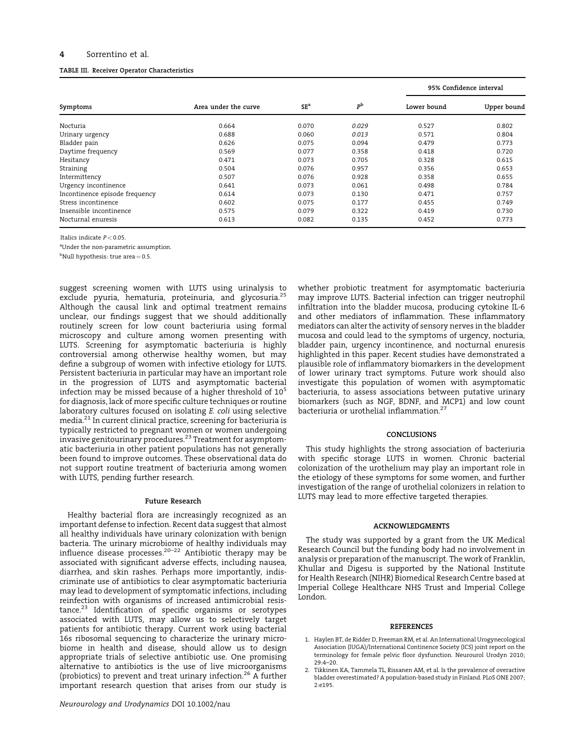**TABLE III. Receiver Operator Characteristics**

| Symptoms | Area under the curve | SE[a] | $P$[b] | 95% Confidence interval | |
|---|---|---|---|---|---|
| | | | | Lower bound | Upper bound |
| Nocturia | 0.664 | 0.070 | *0.029* | 0.527 | 0.802 |
| Urinary urgency | 0.688 | 0.060 | *0.013* | 0.571 | 0.804 |
| Bladder pain | 0.626 | 0.075 | 0.094 | 0.479 | 0.773 |
| Daytime frequency | 0.569 | 0.077 | 0.358 | 0.418 | 0.720 |
| Hesitancy | 0.471 | 0.073 | 0.705 | 0.328 | 0.615 |
| Straining | 0.504 | 0.076 | 0.957 | 0.356 | 0.653 |
| Intermittency | 0.507 | 0.076 | 0.928 | 0.358 | 0.655 |
| Urgency incontinence | 0.641 | 0.073 | 0.061 | 0.498 | 0.784 |
| Incontinence episode frequency | 0.614 | 0.073 | 0.130 | 0.471 | 0.757 |
| Stress incontinence | 0.602 | 0.075 | 0.177 | 0.455 | 0.749 |
| Insensible incontinence | 0.575 | 0.079 | 0.322 | 0.419 | 0.730 |
| Nocturnal enuresis | 0.613 | 0.082 | 0.135 | 0.452 | 0.773 |

Italics indicate $P < 0.05$.

[a]Under the non-parametric assumption.

[b]Null hypothesis: true area = 0.5.

suggest screening women with LUTS using urinalysis to exclude pyuria, hematuria, proteinuria, and glycosuria.[25] Although the causal link and optimal treatment remains unclear, our findings suggest that we should additionally routinely screen for low count bacteriuria using formal microscopy and culture among women presenting with LUTS. Screening for asymptomatic bacteriuria is highly controversial among otherwise healthy women, but may define a subgroup of women with infective etiology for LUTS. Persistent bacteriuria in particular may have an important role in the progression of LUTS and asymptomatic bacterial infection may be missed because of a higher threshold of $10^5$ for diagnosis, lack of more specific culture techniques or routine laboratory cultures focused on isolating *E. coli* using selective media.[21] In current clinical practice, screening for bacteriuria is typically restricted to pregnant women or women undergoing invasive genitourinary procedures.[23] Treatment for asymptomatic bacteriuria in other patient populations has not generally been found to improve outcomes. These observational data do not support routine treatment of bacteriuria among women with LUTS, pending further research.

### Future Research

Healthy bacterial flora are increasingly recognized as an important defense to infection. Recent data suggest that almost all healthy individuals have urinary colonization with benign bacteria. The urinary microbiome of healthy individuals may influence disease processes.[20–22] Antibiotic therapy may be associated with significant adverse effects, including nausea, diarrhea, and skin rashes. Perhaps more importantly, indiscriminate use of antibiotics to clear asymptomatic bacteriuria may lead to development of symptomatic infections, including reinfection with organisms of increased antimicrobial resistance.[23] Identification of specific organisms or serotypes associated with LUTS, may allow us to selectively target patients for antibiotic therapy. Current work using bacterial 16s ribosomal sequencing to characterize the urinary microbiome in health and disease, should allow us to design appropriate trials of selective antibiotic use. One promising alternative to antibiotics is the use of live microorganisms (probiotics) to prevent and treat urinary infection.[26] A further important research question that arises from our study is whether probiotic treatment for asymptomatic bacteriuria may improve LUTS. Bacterial infection can trigger neutrophil infiltration into the bladder mucosa, producing cytokine IL-6 and other mediators of inflammation. These inflammatory mediators can alter the activity of sensory nerves in the bladder mucosa and could lead to the symptoms of urgency, nocturia, bladder pain, urgency incontinence, and nocturnal enuresis highlighted in this paper. Recent studies have demonstrated a plausible role of inflammatory biomarkers in the development of lower urinary tract symptoms. Future work should also investigate this population of women with asymptomatic bacteriuria, to assess associations between putative urinary biomarkers (such as NGF, BDNF, and MCP1) and low count bacteriuria or urothelial inflammation.[27]

## CONCLUSIONS

This study highlights the strong association of bacteriuria with specific storage LUTS in women. Chronic bacterial colonization of the urothelium may play an important role in the etiology of these symptoms for some women, and further investigation of the range of urothelial colonizers in relation to LUTS may lead to more effective targeted therapies.

## ACKNOWLEDGMENTS

The study was supported by a grant from the UK Medical Research Council but the funding body had no involvement in analysis or preparation of the manuscript. The work of Franklin, Khullar and Digesu is supported by the National Institute for Health Research (NIHR) Biomedical Research Centre based at Imperial College Healthcare NHS Trust and Imperial College London.

## REFERENCES

1. Haylen BT, de Ridder D, Freeman RM, et al. An International Urogynecological Association (IUGA)/International Continence Society (ICS) joint report on the terminology for female pelvic floor dysfunction. Neurourol Urodyn 2010; 29:4–20.
2. Tikkinen KA, Tammela TL, Rissanen AM, et al. Is the prevalence of overactive bladder overestimated? A population-based study in Finland. PLoS ONE 2007; 2:e195.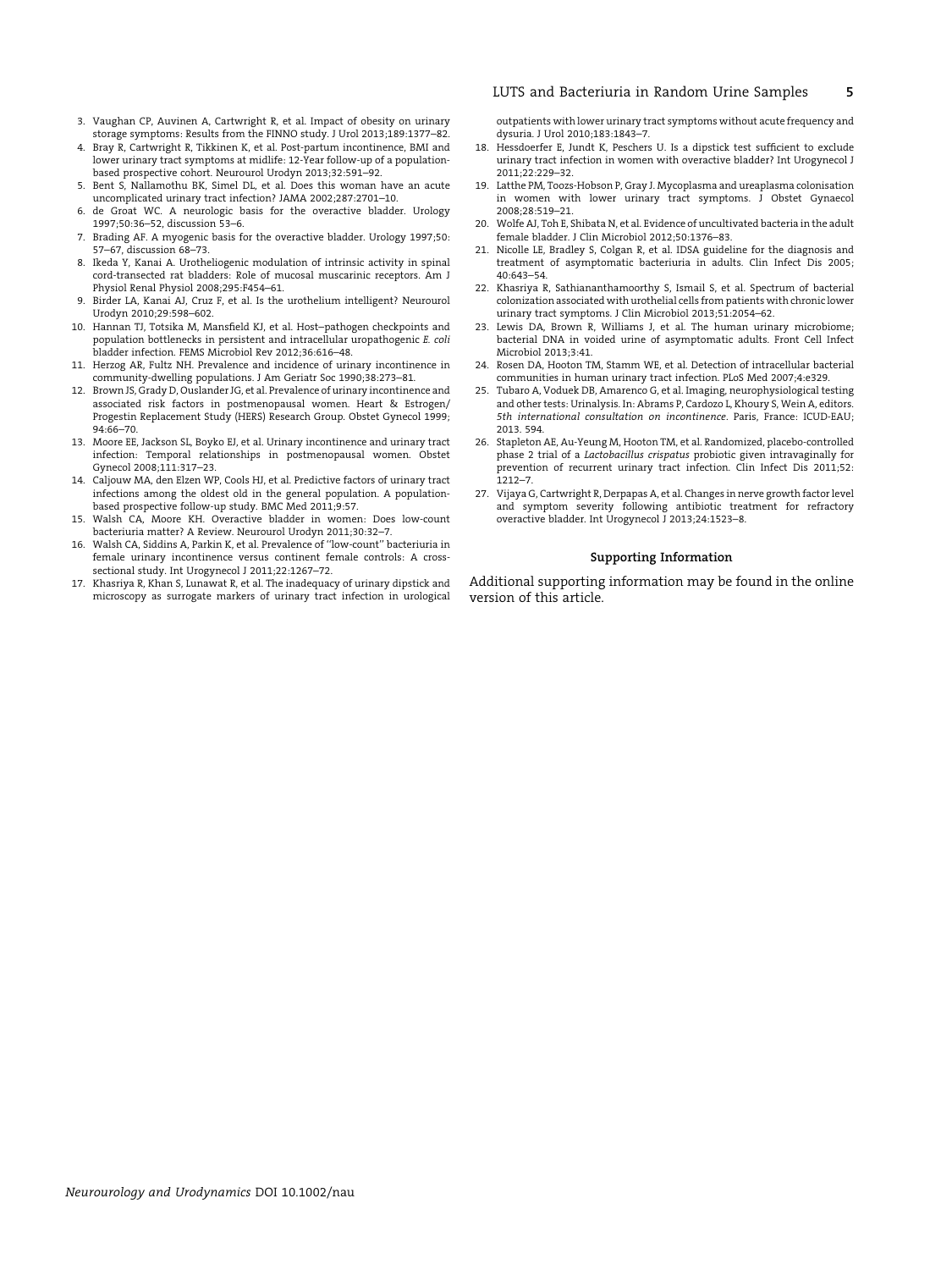3. Vaughan CP, Auvinen A, Cartwright R, et al. Impact of obesity on urinary storage symptoms: Results from the FINNO study. J Urol 2013;189:1377–82.
4. Bray R, Cartwright R, Tikkinen K, et al. Post-partum incontinence, BMI and lower urinary tract symptoms at midlife: 12-Year follow-up of a population-based prospective cohort. Neurourol Urodyn 2013;32:591–92.
5. Bent S, Nallamothu BK, Simel DL, et al. Does this woman have an acute uncomplicated urinary tract infection? JAMA 2002;287:2701–10.
6. de Groat WC. A neurologic basis for the overactive bladder. Urology 1997;50:36–52, discussion 53–6.
7. Brading AF. A myogenic basis for the overactive bladder. Urology 1997;50: 57–67, discussion 68–73.
8. Ikeda Y, Kanai A. Urotheliogenic modulation of intrinsic activity in spinal cord-transected rat bladders: Role of mucosal muscarinic receptors. Am J Physiol Renal Physiol 2008;295:F454–61.
9. Birder LA, Kanai AJ, Cruz F, et al. Is the urothelium intelligent? Neurourol Urodyn 2010;29:598–602.
10. Hannan TJ, Totsika M, Mansfield KJ, et al. Host–pathogen checkpoints and population bottlenecks in persistent and intracellular uropathogenic *E. coli* bladder infection. FEMS Microbiol Rev 2012;36:616–48.
11. Herzog AR, Fultz NH. Prevalence and incidence of urinary incontinence in community-dwelling populations. J Am Geriatr Soc 1990;38:273–81.
12. Brown JS, Grady D, Ouslander JG, et al. Prevalence of urinary incontinence and associated risk factors in postmenopausal women. Heart & Estrogen/Progestin Replacement Study (HERS) Research Group. Obstet Gynecol 1999; 94:66–70.
13. Moore EE, Jackson SL, Boyko EJ, et al. Urinary incontinence and urinary tract infection: Temporal relationships in postmenopausal women. Obstet Gynecol 2008;111:317–23.
14. Caljouw MA, den Elzen WP, Cools HJ, et al. Predictive factors of urinary tract infections among the oldest old in the general population. A population-based prospective follow-up study. BMC Med 2011;9:57.
15. Walsh CA, Moore KH. Overactive bladder in women: Does low-count bacteriuria matter? A Review. Neurourol Urodyn 2011;30:32–7.
16. Walsh CA, Siddins A, Parkin K, et al. Prevalence of "low-count" bacteriuria in female urinary incontinence versus continent female controls: A cross-sectional study. Int Urogynecol J 2011;22:1267–72.
17. Khasriya R, Khan S, Lunawat R, et al. The inadequacy of urinary dipstick and microscopy as surrogate markers of urinary tract infection in urological outpatients with lower urinary tract symptoms without acute frequency and dysuria. J Urol 2010;183:1843–7.
18. Hessdoerfer E, Jundt K, Peschers U. Is a dipstick test sufficient to exclude urinary tract infection in women with overactive bladder? Int Urogynecol J 2011;22:229–32.
19. Latthe PM, Toozs-Hobson P, Gray J. Mycoplasma and ureaplasma colonisation in women with lower urinary tract symptoms. J Obstet Gynaecol 2008;28:519–21.
20. Wolfe AJ, Toh E, Shibata N, et al. Evidence of uncultivated bacteria in the adult female bladder. J Clin Microbiol 2012;50:1376–83.
21. Nicolle LE, Bradley S, Colgan R, et al. IDSA guideline for the diagnosis and treatment of asymptomatic bacteriuria in adults. Clin Infect Dis 2005; 40:643–54.
22. Khasriya R, Sathiananthamoorthy S, Ismail S, et al. Spectrum of bacterial colonization associated with urothelial cells from patients with chronic lower urinary tract symptoms. J Clin Microbiol 2013;51:2054–62.
23. Lewis DA, Brown R, Williams J, et al. The human urinary microbiome; bacterial DNA in voided urine of asymptomatic adults. Front Cell Infect Microbiol 2013;3:41.
24. Rosen DA, Hooton TM, Stamm WE, et al. Detection of intracellular bacterial communities in human urinary tract infection. PLoS Med 2007;4:e329.
25. Tubaro A, Voduek DB, Amarenco G, et al. Imaging, neurophysiological testing and other tests: Urinalysis. In: Abrams P, Cardozo L, Khoury S, Wein A, editors. *5th international consultation on incontinence*. Paris, France: ICUD-EAU; 2013. 594.
26. Stapleton AE, Au-Yeung M, Hooton TM, et al. Randomized, placebo-controlled phase 2 trial of a *Lactobacillus crispatus* probiotic given intravaginally for prevention of recurrent urinary tract infection. Clin Infect Dis 2011;52: 1212–7.
27. Vijaya G, Cartwright R, Derpapas A, et al. Changes in nerve growth factor level and symptom severity following antibiotic treatment for refractory overactive bladder. Int Urogynecol J 2013;24:1523–8.

### Supporting Information

Additional supporting information may be found in the online version of this article.